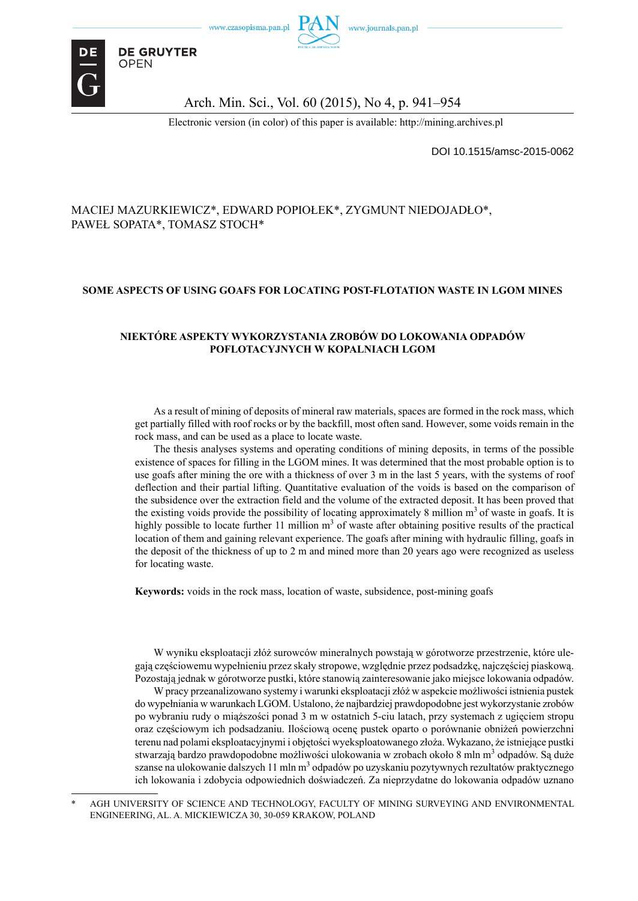Electronic version (in color) of this paper is available: http://mining.archives.pl

DOI 10.1515/amsc-2015-0062

MACIEJ MAZURKIEWICZ*, EDWARD POPIOŁEK*, ZYGMUNT NIEDOJADŁO*, PAWEŁ SOPATA*, TOMASZ STOCH*

# SOME ASPECTS OF USING GOAFS FOR LOCATING POST-FLOTATION WASTE IN LGOM MINES

## NIEKTÓRE ASPEKTY WYKORZYSTANIA ZROBÓW DO LOKOWANIA ODPADÓW POFLOTACYJNYCH W KOPALNIACH LGOM

As a result of mining of deposits of mineral raw materials, spaces are formed in the rock mass, which get partially filled with roof rocks or by the backfill, most often sand. However, some voids remain in the rock mass, and can be used as a place to locate waste.

The thesis analyses systems and operating conditions of mining deposits, in terms of the possible existence of spaces for filling in the LGOM mines. It was determined that the most probable option is to use goafs after mining the ore with a thickness of over 3 m in the last 5 years, with the systems of roof deflection and their partial lifting. Quantitative evaluation of the voids is based on the comparison of the subsidence over the extraction field and the volume of the extracted deposit. It has been proved that the existing voids provide the possibility of locating approximately 8 million m$^3$ of waste in goafs. It is highly possible to locate further 11 million m$^3$ of waste after obtaining positive results of the practical location of them and gaining relevant experience. The goafs after mining with hydraulic filling, goafs in the deposit of the thickness of up to 2 m and mined more than 20 years ago were recognized as useless for locating waste.

**Keywords:** voids in the rock mass, location of waste, subsidence, post-mining goafs

W wyniku eksploatacji złóż surowców mineralnych powstają w górotworze przestrzenie, które ulegają częściowemu wypełnieniu przez skały stropowe, względnie przez podsadzkę, najczęściej piaskową. Pozostają jednak w górotworze pustki, które stanowią zainteresowanie jako miejsce lokowania odpadów.

W pracy przeanalizowano systemy i warunki eksploatacji złóż w aspekcie możliwości istnienia pustek do wypełniania w warunkach LGOM. Ustalono, że najbardziej prawdopodobne jest wykorzystanie zrobów po wybraniu rudy o miąższości ponad 3 m w ostatnich 5-ciu latach, przy systemach z ugięciem stropu oraz częściowym ich podsadzaniu. Ilościową ocenę pustek oparto o porównanie obniżeń powierzchni terenu nad polami eksploatacyjnymi i objętości wyeksploatowanego złoża. Wykazano, że istniejące pustki stwarzają bardzo prawdopodobne możliwości ulokowania w zrobach około 8 mln m$^3$ odpadów. Są duże szanse na ulokowanie dalszych 11 mln m$^3$ odpadów po uzyskaniu pozytywnych rezultatów praktycznego ich lokowania i zdobycia odpowiednich doświadczeń. Za nieprzydatne do lokowania odpadów uznano

\* AGH UNIVERSITY OF SCIENCE AND TECHNOLOGY, FACULTY OF MINING SURVEYING AND ENVIRONMENTAL ENGINEERING, AL. A. MICKIEWICZA 30, 30-059 KRAKOW, POLAND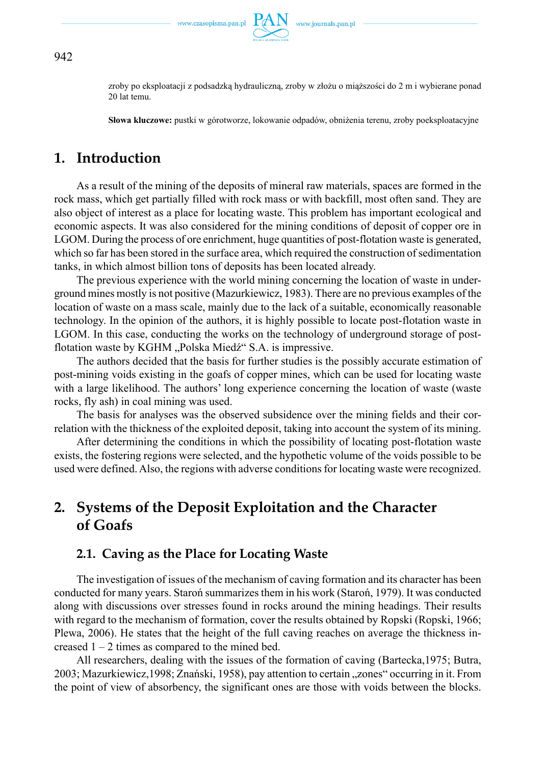zroby po eksploatacji z podsadzką hydrauliczną, zroby w złożu o miąższości do 2 m i wybierane ponad 20 lat temu.

**Słowa kluczowe:** pustki w górotworze, lokowanie odpadów, obniżenia terenu, zroby poeksploatacyjne

# 1. Introduction

As a result of the mining of the deposits of mineral raw materials, spaces are formed in the rock mass, which get partially filled with rock mass or with backfill, most often sand. They are also object of interest as a place for locating waste. This problem has important ecological and economic aspects. It was also considered for the mining conditions of deposit of copper ore in LGOM. During the process of ore enrichment, huge quantities of post-flotation waste is generated, which so far has been stored in the surface area, which required the construction of sedimentation tanks, in which almost billion tons of deposits has been located already.

The previous experience with the world mining concerning the location of waste in underground mines mostly is not positive (Mazurkiewicz, 1983). There are no previous examples of the location of waste on a mass scale, mainly due to the lack of a suitable, economically reasonable technology. In the opinion of the authors, it is highly possible to locate post-flotation waste in LGOM. In this case, conducting the works on the technology of underground storage of post-flotation waste by KGHM „Polska Miedź" S.A. is impressive.

The authors decided that the basis for further studies is the possibly accurate estimation of post-mining voids existing in the goafs of copper mines, which can be used for locating waste with a large likelihood. The authors' long experience concerning the location of waste (waste rocks, fly ash) in coal mining was used.

The basis for analyses was the observed subsidence over the mining fields and their correlation with the thickness of the exploited deposit, taking into account the system of its mining.

After determining the conditions in which the possibility of locating post-flotation waste exists, the fostering regions were selected, and the hypothetic volume of the voids possible to be used were defined. Also, the regions with adverse conditions for locating waste were recognized.

# 2. Systems of the Deposit Exploitation and the Character of Goafs

## 2.1. Caving as the Place for Locating Waste

The investigation of issues of the mechanism of caving formation and its character has been conducted for many years. Staroń summarizes them in his work (Staroń, 1979). It was conducted along with discussions over stresses found in rocks around the mining headings. Their results with regard to the mechanism of formation, cover the results obtained by Ropski (Ropski, 1966; Plewa, 2006). He states that the height of the full caving reaches on average the thickness increased 1 – 2 times as compared to the mined bed.

All researchers, dealing with the issues of the formation of caving (Bartecka,1975; Butra, 2003; Mazurkiewicz,1998; Znański, 1958), pay attention to certain „zones" occurring in it. From the point of view of absorbency, the significant ones are those with voids between the blocks.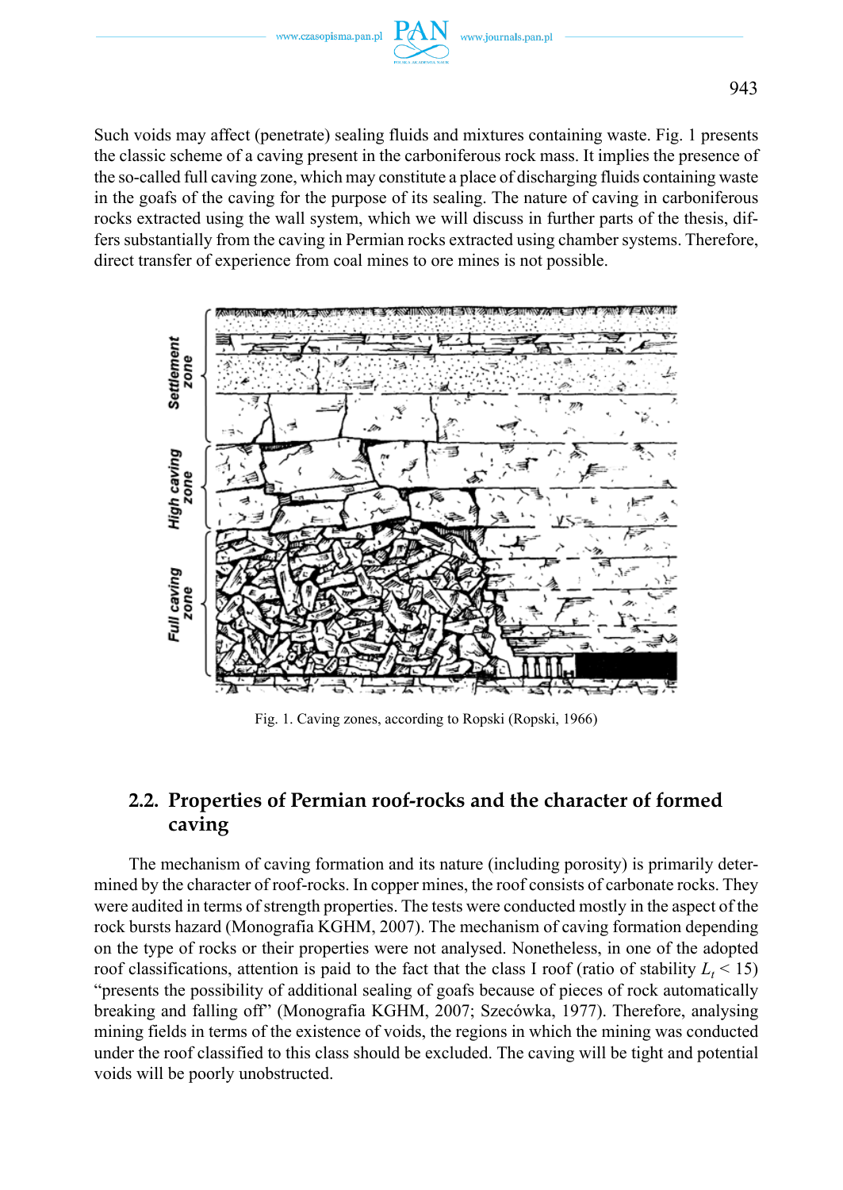Such voids may affect (penetrate) sealing fluids and mixtures containing waste. Fig. 1 presents the classic scheme of a caving present in the carboniferous rock mass. It implies the presence of the so-called full caving zone, which may constitute a place of discharging fluids containing waste in the goafs of the caving for the purpose of its sealing. The nature of caving in carboniferous rocks extracted using the wall system, which we will discuss in further parts of the thesis, differs substantially from the caving in Permian rocks extracted using chamber systems. Therefore, direct transfer of experience from coal mines to ore mines is not possible.

Fig. 1. Caving zones, according to Ropski (Ropski, 1966)

## 2.2. Properties of Permian roof-rocks and the character of formed caving

The mechanism of caving formation and its nature (including porosity) is primarily determined by the character of roof-rocks. In copper mines, the roof consists of carbonate rocks. They were audited in terms of strength properties. The tests were conducted mostly in the aspect of the rock bursts hazard (Monografia KGHM, 2007). The mechanism of caving formation depending on the type of rocks or their properties were not analysed. Nonetheless, in one of the adopted roof classifications, attention is paid to the fact that the class I roof (ratio of stability $L_t < 15$) "presents the possibility of additional sealing of goafs because of pieces of rock automatically breaking and falling off" (Monografia KGHM, 2007; Szecówka, 1977). Therefore, analysing mining fields in terms of the existence of voids, the regions in which the mining was conducted under the roof classified to this class should be excluded. The caving will be tight and potential voids will be poorly unobstructed.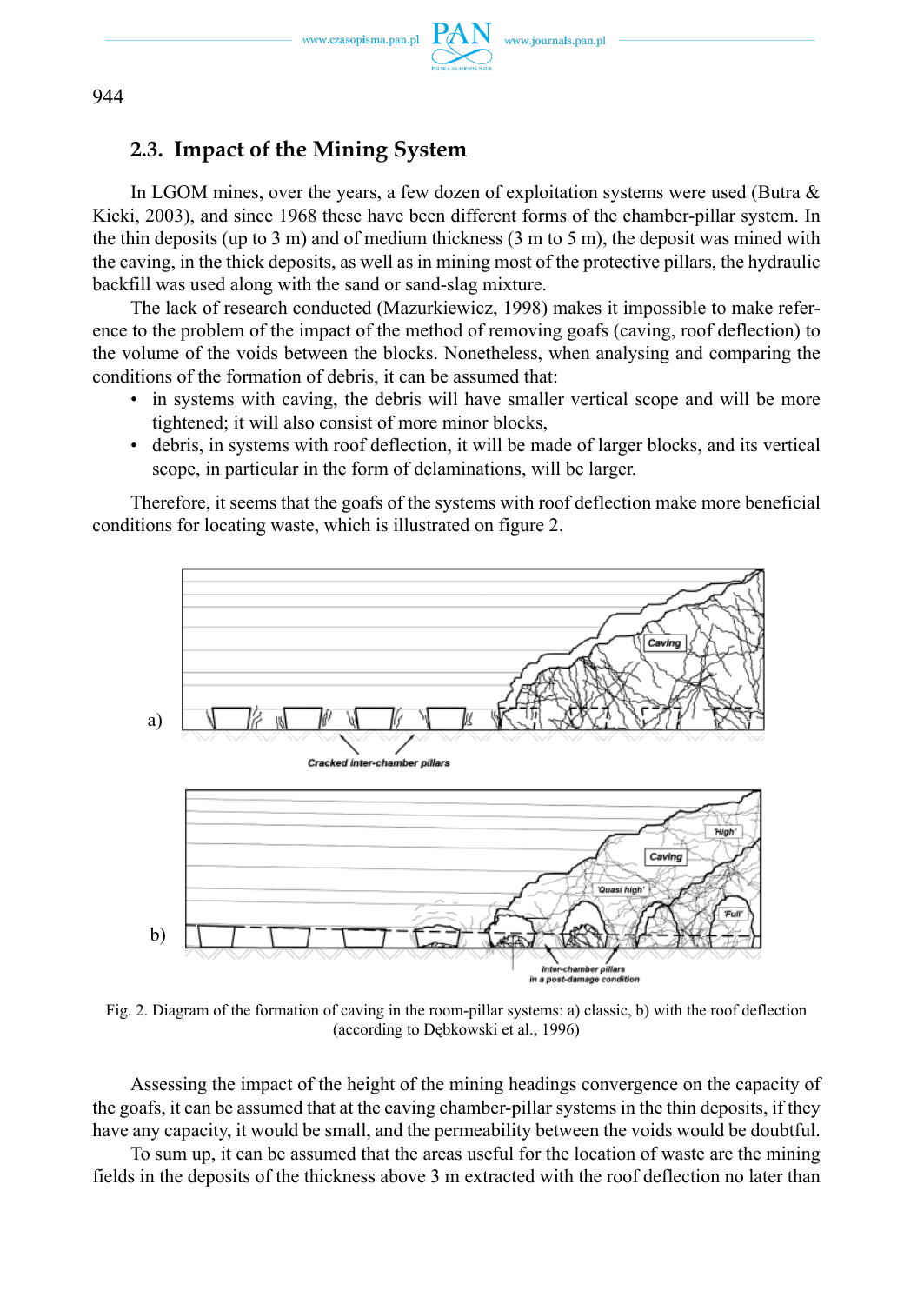## 2.3. Impact of the Mining System

In LGOM mines, over the years, a few dozen of exploitation systems were used (Butra & Kicki, 2003), and since 1968 these have been different forms of the chamber-pillar system. In the thin deposits (up to 3 m) and of medium thickness (3 m to 5 m), the deposit was mined with the caving, in the thick deposits, as well as in mining most of the protective pillars, the hydraulic backfill was used along with the sand or sand-slag mixture.

The lack of research conducted (Mazurkiewicz, 1998) makes it impossible to make reference to the problem of the impact of the method of removing goafs (caving, roof deflection) to the volume of the voids between the blocks. Nonetheless, when analysing and comparing the conditions of the formation of debris, it can be assumed that:

- in systems with caving, the debris will have smaller vertical scope and will be more tightened; it will also consist of more minor blocks,
- debris, in systems with roof deflection, it will be made of larger blocks, and its vertical scope, in particular in the form of delaminations, will be larger.

Therefore, it seems that the goafs of the systems with roof deflection make more beneficial conditions for locating waste, which is illustrated on figure 2.

Fig. 2. Diagram of the formation of caving in the room-pillar systems: a) classic, b) with the roof deflection (according to Dębkowski et al., 1996)

Assessing the impact of the height of the mining headings convergence on the capacity of the goafs, it can be assumed that at the caving chamber-pillar systems in the thin deposits, if they have any capacity, it would be small, and the permeability between the voids would be doubtful.

To sum up, it can be assumed that the areas useful for the location of waste are the mining fields in the deposits of the thickness above 3 m extracted with the roof deflection no later than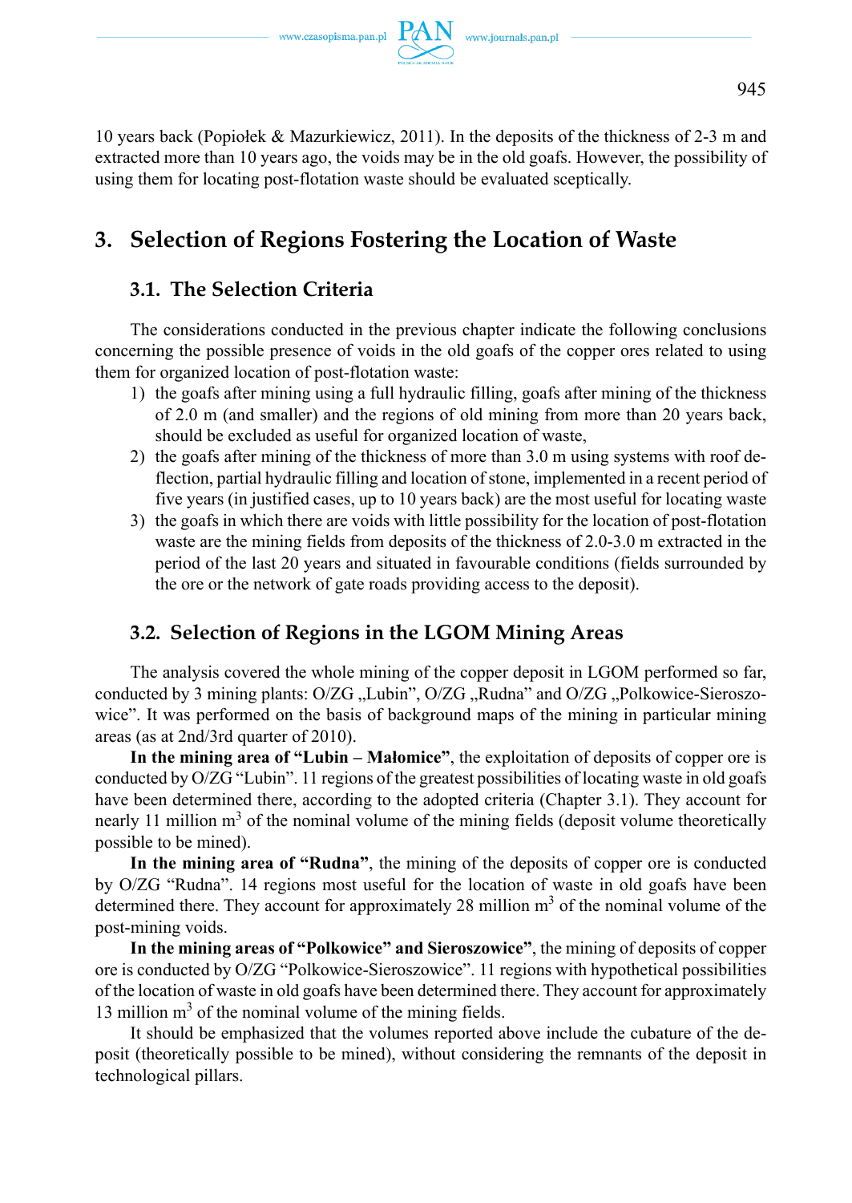10 years back (Popiołek & Mazurkiewicz, 2011). In the deposits of the thickness of 2-3 m and extracted more than 10 years ago, the voids may be in the old goafs. However, the possibility of using them for locating post-flotation waste should be evaluated sceptically.

## 3. Selection of Regions Fostering the Location of Waste

### 3.1. The Selection Criteria

The considerations conducted in the previous chapter indicate the following conclusions concerning the possible presence of voids in the old goafs of the copper ores related to using them for organized location of post-flotation waste:

1) the goafs after mining using a full hydraulic filling, goafs after mining of the thickness of 2.0 m (and smaller) and the regions of old mining from more than 20 years back, should be excluded as useful for organized location of waste,
2) the goafs after mining of the thickness of more than 3.0 m using systems with roof deflection, partial hydraulic filling and location of stone, implemented in a recent period of five years (in justified cases, up to 10 years back) are the most useful for locating waste
3) the goafs in which there are voids with little possibility for the location of post-flotation waste are the mining fields from deposits of the thickness of 2.0-3.0 m extracted in the period of the last 20 years and situated in favourable conditions (fields surrounded by the ore or the network of gate roads providing access to the deposit).

### 3.2. Selection of Regions in the LGOM Mining Areas

The analysis covered the whole mining of the copper deposit in LGOM performed so far, conducted by 3 mining plants: O/ZG „Lubin", O/ZG „Rudna" and O/ZG „Polkowice-Sieroszowice". It was performed on the basis of background maps of the mining in particular mining areas (as at 2nd/3rd quarter of 2010).

**In the mining area of "Lubin – Małomice"**, the exploitation of deposits of copper ore is conducted by O/ZG "Lubin". 11 regions of the greatest possibilities of locating waste in old goafs have been determined there, according to the adopted criteria (Chapter 3.1). They account for nearly 11 million $m^3$ of the nominal volume of the mining fields (deposit volume theoretically possible to be mined).

**In the mining area of "Rudna"**, the mining of the deposits of copper ore is conducted by O/ZG "Rudna". 14 regions most useful for the location of waste in old goafs have been determined there. They account for approximately 28 million $m^3$ of the nominal volume of the post-mining voids.

**In the mining areas of "Polkowice" and Sieroszowice"**, the mining of deposits of copper ore is conducted by O/ZG "Polkowice-Sieroszowice". 11 regions with hypothetical possibilities of the location of waste in old goafs have been determined there. They account for approximately 13 million $m^3$ of the nominal volume of the mining fields.

It should be emphasized that the volumes reported above include the cubature of the deposit (theoretically possible to be mined), without considering the remnants of the deposit in technological pillars.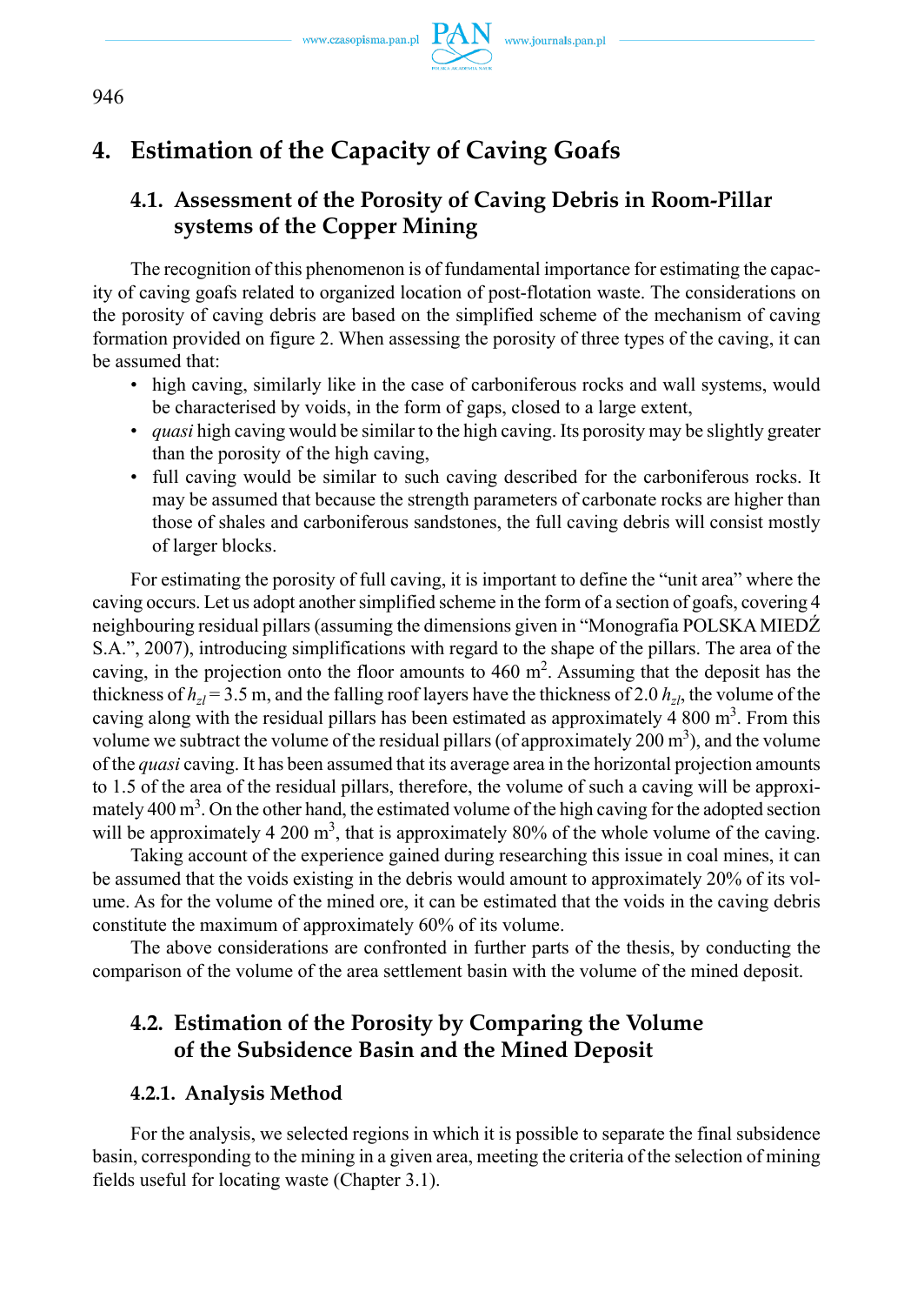## 4. Estimation of the Capacity of Caving Goafs

### 4.1. Assessment of the Porosity of Caving Debris in Room-Pillar systems of the Copper Mining

The recognition of this phenomenon is of fundamental importance for estimating the capacity of caving goafs related to organized location of post-flotation waste. The considerations on the porosity of caving debris are based on the simplified scheme of the mechanism of caving formation provided on figure 2. When assessing the porosity of three types of the caving, it can be assumed that:

- high caving, similarly like in the case of carboniferous rocks and wall systems, would be characterised by voids, in the form of gaps, closed to a large extent,
- *quasi* high caving would be similar to the high caving. Its porosity may be slightly greater than the porosity of the high caving,
- full caving would be similar to such caving described for the carboniferous rocks. It may be assumed that because the strength parameters of carbonate rocks are higher than those of shales and carboniferous sandstones, the full caving debris will consist mostly of larger blocks.

For estimating the porosity of full caving, it is important to define the "unit area" where the caving occurs. Let us adopt another simplified scheme in the form of a section of goafs, covering 4 neighbouring residual pillars (assuming the dimensions given in "Monografia POLSKA MIEDŹ S.A.", 2007), introducing simplifications with regard to the shape of the pillars. The area of the caving, in the projection onto the floor amounts to 460 m$^2$. Assuming that the deposit has the thickness of $h_{zl}$ = 3.5 m, and the falling roof layers have the thickness of 2.0 $h_{zl}$, the volume of the caving along with the residual pillars has been estimated as approximately 4 800 m$^3$. From this volume we subtract the volume of the residual pillars (of approximately 200 m$^3$), and the volume of the *quasi* caving. It has been assumed that its average area in the horizontal projection amounts to 1.5 of the area of the residual pillars, therefore, the volume of such a caving will be approximately 400 m$^3$. On the other hand, the estimated volume of the high caving for the adopted section will be approximately 4 200 m$^3$, that is approximately 80% of the whole volume of the caving.

Taking account of the experience gained during researching this issue in coal mines, it can be assumed that the voids existing in the debris would amount to approximately 20% of its volume. As for the volume of the mined ore, it can be estimated that the voids in the caving debris constitute the maximum of approximately 60% of its volume.

The above considerations are confronted in further parts of the thesis, by conducting the comparison of the volume of the area settlement basin with the volume of the mined deposit.

### 4.2. Estimation of the Porosity by Comparing the Volume of the Subsidence Basin and the Mined Deposit

#### 4.2.1. Analysis Method

For the analysis, we selected regions in which it is possible to separate the final subsidence basin, corresponding to the mining in a given area, meeting the criteria of the selection of mining fields useful for locating waste (Chapter 3.1).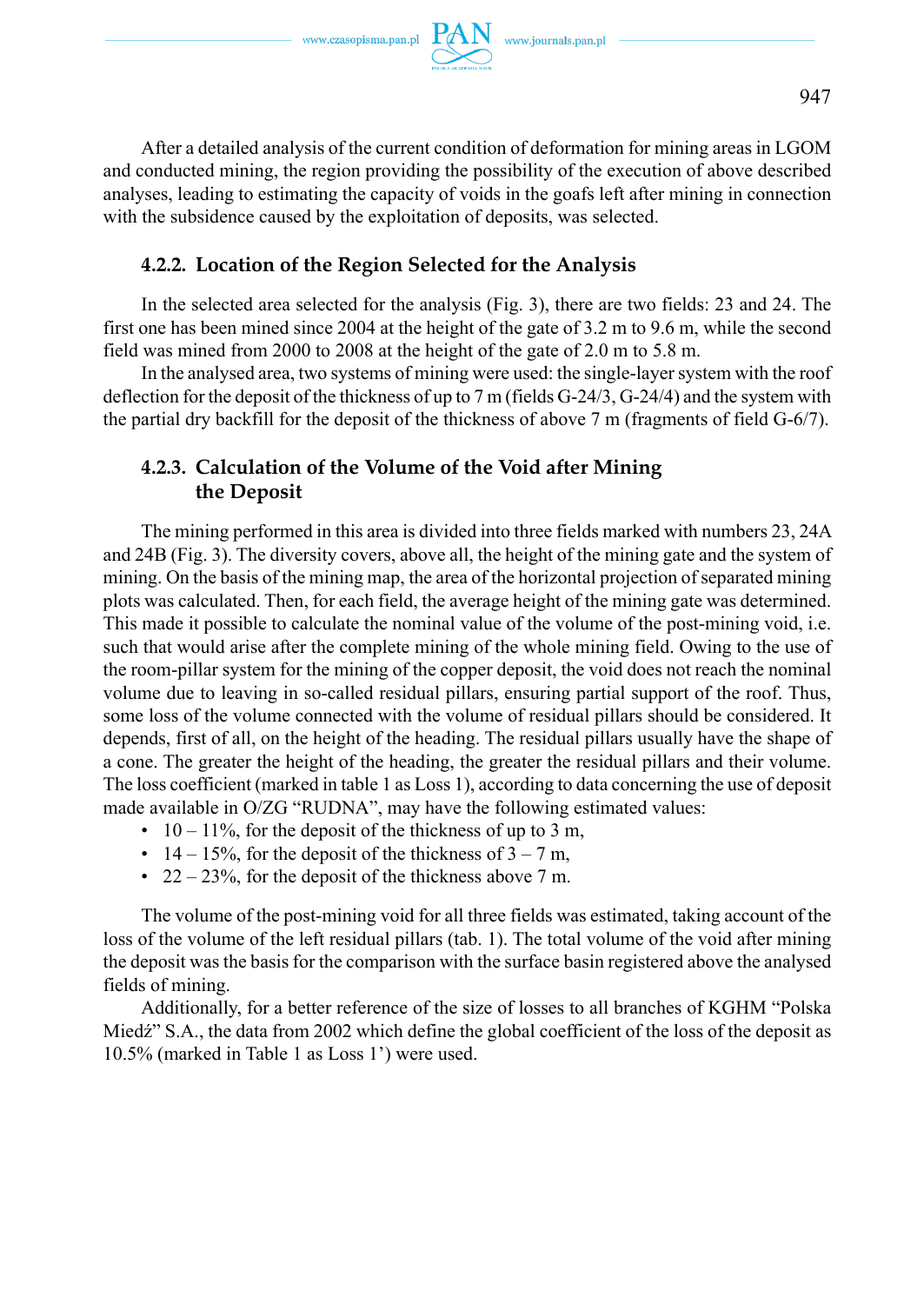After a detailed analysis of the current condition of deformation for mining areas in LGOM and conducted mining, the region providing the possibility of the execution of above described analyses, leading to estimating the capacity of voids in the goafs left after mining in connection with the subsidence caused by the exploitation of deposits, was selected.

### 4.2.2. Location of the Region Selected for the Analysis

In the selected area selected for the analysis (Fig. 3), there are two fields: 23 and 24. The first one has been mined since 2004 at the height of the gate of 3.2 m to 9.6 m, while the second field was mined from 2000 to 2008 at the height of the gate of 2.0 m to 5.8 m.

In the analysed area, two systems of mining were used: the single-layer system with the roof deflection for the deposit of the thickness of up to 7 m (fields G-24/3, G-24/4) and the system with the partial dry backfill for the deposit of the thickness of above 7 m (fragments of field G-6/7).

### 4.2.3. Calculation of the Volume of the Void after Mining the Deposit

The mining performed in this area is divided into three fields marked with numbers 23, 24A and 24B (Fig. 3). The diversity covers, above all, the height of the mining gate and the system of mining. On the basis of the mining map, the area of the horizontal projection of separated mining plots was calculated. Then, for each field, the average height of the mining gate was determined. This made it possible to calculate the nominal value of the volume of the post-mining void, i.e. such that would arise after the complete mining of the whole mining field. Owing to the use of the room-pillar system for the mining of the copper deposit, the void does not reach the nominal volume due to leaving in so-called residual pillars, ensuring partial support of the roof. Thus, some loss of the volume connected with the volume of residual pillars should be considered. It depends, first of all, on the height of the heading. The residual pillars usually have the shape of a cone. The greater the height of the heading, the greater the residual pillars and their volume. The loss coefficient (marked in table 1 as Loss 1), according to data concerning the use of deposit made available in O/ZG "RUDNA", may have the following estimated values:

- 10 – 11%, for the deposit of the thickness of up to 3 m,
- 14 – 15%, for the deposit of the thickness of 3 – 7 m,
- 22 – 23%, for the deposit of the thickness above 7 m.

The volume of the post-mining void for all three fields was estimated, taking account of the loss of the volume of the left residual pillars (tab. 1). The total volume of the void after mining the deposit was the basis for the comparison with the surface basin registered above the analysed fields of mining.

Additionally, for a better reference of the size of losses to all branches of KGHM "Polska Miedź" S.A., the data from 2002 which define the global coefficient of the loss of the deposit as 10.5% (marked in Table 1 as Loss 1') were used.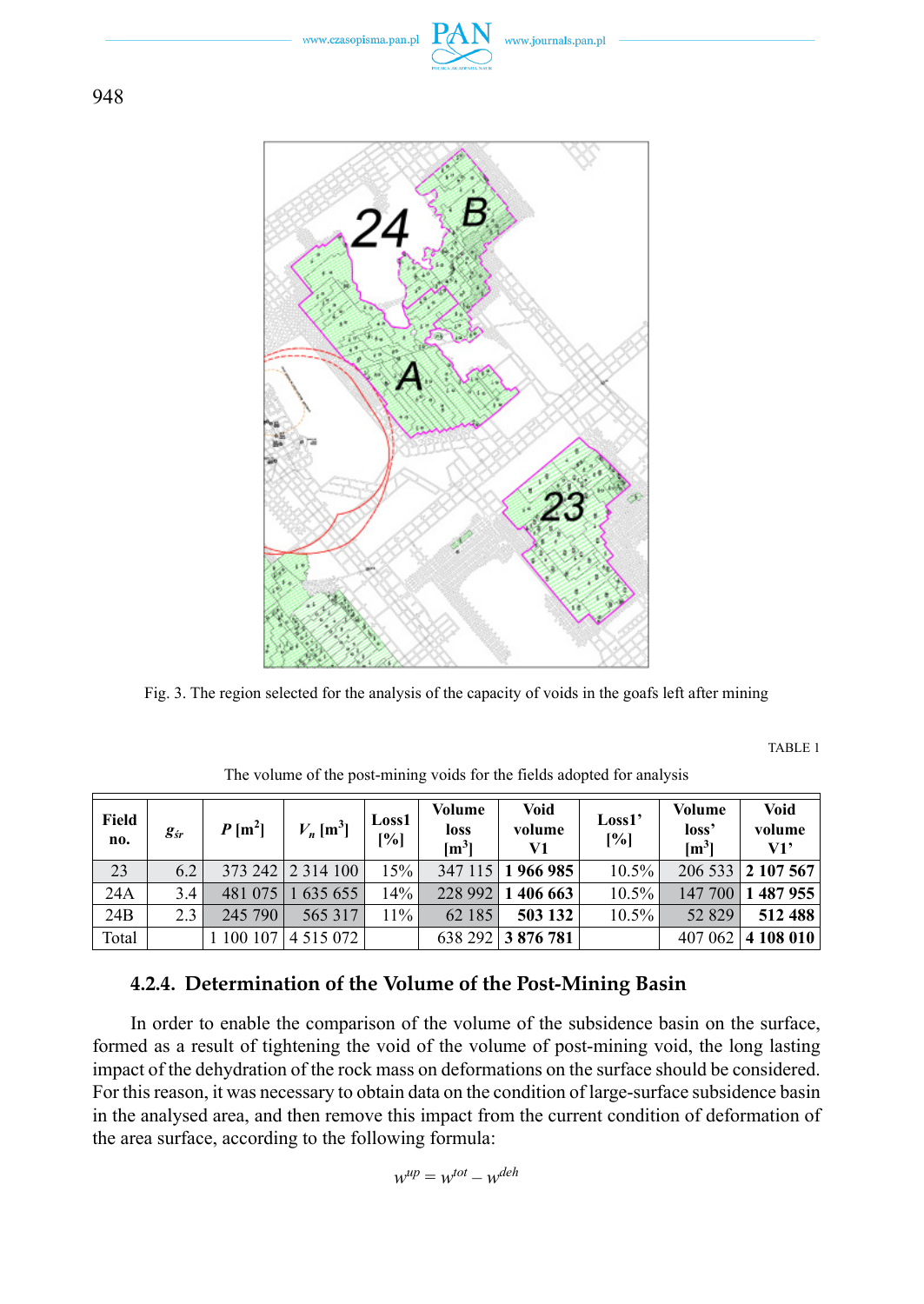Fig. 3. The region selected for the analysis of the capacity of voids in the goafs left after mining

TABLE 1

The volume of the post-mining voids for the fields adopted for analysis

| Field no. | $g_{śr}$ | $P$ [m$^2$] | $V_n$ [m$^3$] | Loss1 [%] | Volume loss [m$^3$] | Void volume V1 | Loss1' [%] | Volume loss' [m$^3$] | Void volume V1' |
|---|---|---|---|---|---|---|---|---|---|
| 23 | 6.2 | 373 242 | 2 314 100 | 15% | 347 115 | **1 966 985** | 10.5% | 206 533 | **2 107 567** |
| 24A | 3.4 | 481 075 | 1 635 655 | 14% | 228 992 | **1 406 663** | 10.5% | 147 700 | **1 487 955** |
| 24B | 2.3 | 245 790 | 565 317 | 11% | 62 185 | **503 132** | 10.5% | 52 829 | **512 488** |
| Total | | 1 100 107 | 4 515 072 | | 638 292 | **3 876 781** | | 407 062 | **4 108 010** |

### 4.2.4. Determination of the Volume of the Post-Mining Basin

In order to enable the comparison of the volume of the subsidence basin on the surface, formed as a result of tightening the void of the volume of post-mining void, the long lasting impact of the dehydration of the rock mass on deformations on the surface should be considered. For this reason, it was necessary to obtain data on the condition of large-surface subsidence basin in the analysed area, and then remove this impact from the current condition of deformation of the area surface, according to the following formula:

$$w^{up} = w^{tot} - w^{deh}$$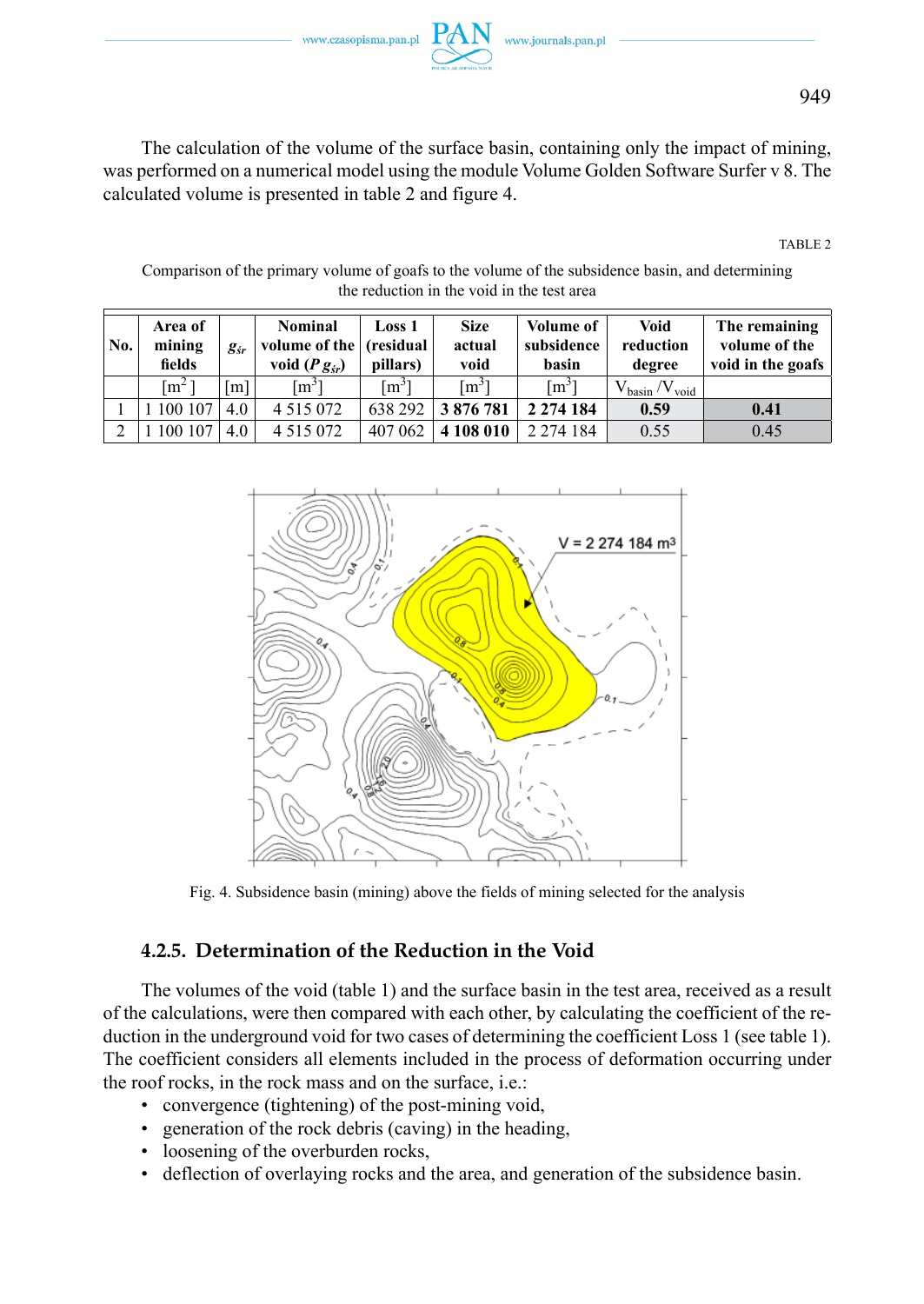The calculation of the volume of the surface basin, containing only the impact of mining, was performed on a numerical model using the module Volume Golden Software Surfer v 8. The calculated volume is presented in table 2 and figure 4.

TABLE 2

Comparison of the primary volume of goafs to the volume of the subsidence basin, and determining the reduction in the void in the test area

| No. | Area of mining fields | $g_{śr}$ | Nominal volume of the void ($P\,g_{śr}$) | Loss 1 (residual pillars) | Size actual void | Volume of subsidence basin | Void reduction degree | The remaining volume of the void in the goafs |
|---|---|---|---|---|---|---|---|---|
| | [m$^2$] | [m] | [m$^3$] | [m$^3$] | [m$^3$] | [m$^3$] | $V_{basin}/V_{void}$ | |
| 1 | 1 100 107 | 4.0 | 4 515 072 | 638 292 | **3 876 781** | **2 274 184** | **0.59** | **0.41** |
| 2 | 1 100 107 | 4.0 | 4 515 072 | 407 062 | **4 108 010** | 2 274 184 | 0.55 | 0.45 |

Fig. 4. Subsidence basin (mining) above the fields of mining selected for the analysis

### 4.2.5. Determination of the Reduction in the Void

The volumes of the void (table 1) and the surface basin in the test area, received as a result of the calculations, were then compared with each other, by calculating the coefficient of the reduction in the underground void for two cases of determining the coefficient Loss 1 (see table 1). The coefficient considers all elements included in the process of deformation occurring under the roof rocks, in the rock mass and on the surface, i.e.:

- convergence (tightening) of the post-mining void,
- generation of the rock debris (caving) in the heading,
- loosening of the overburden rocks,
- deflection of overlaying rocks and the area, and generation of the subsidence basin.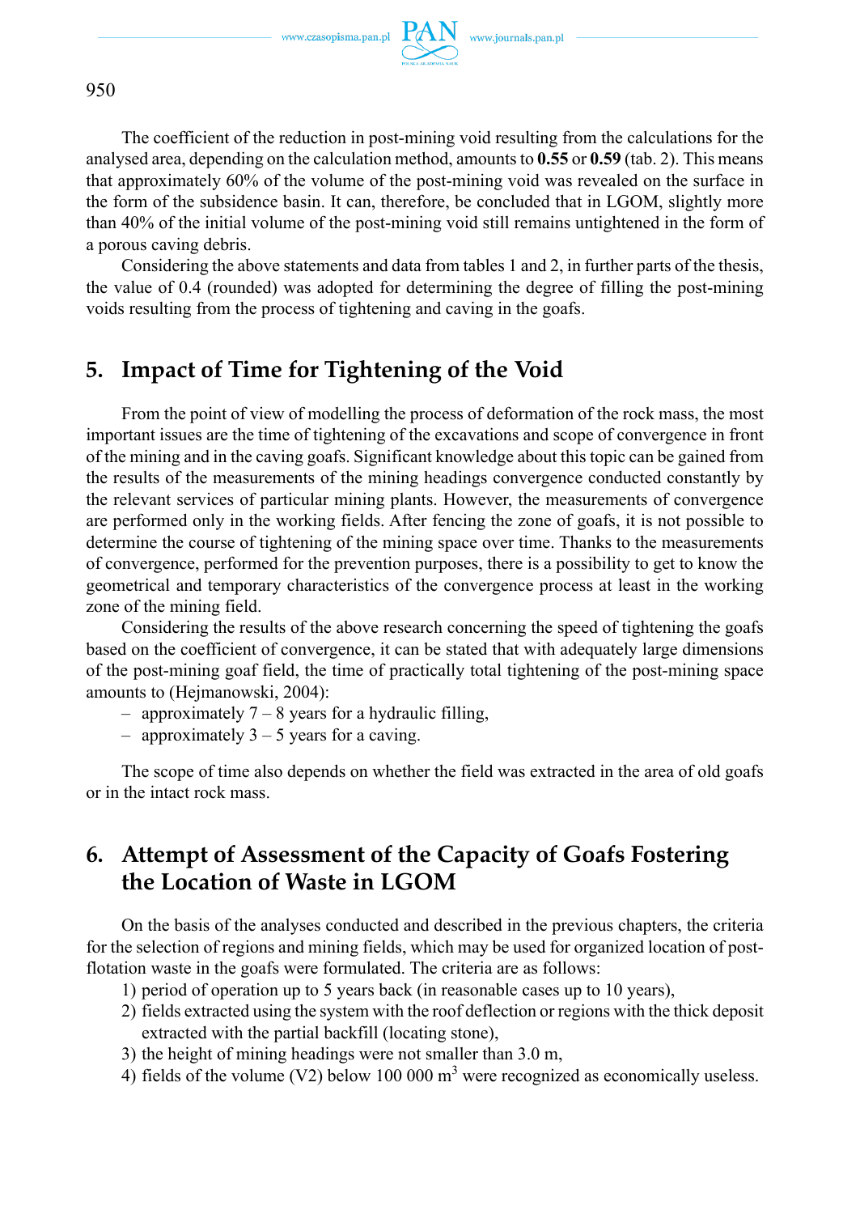The coefficient of the reduction in post-mining void resulting from the calculations for the analysed area, depending on the calculation method, amounts to **0.55** or **0.59** (tab. 2). This means that approximately 60% of the volume of the post-mining void was revealed on the surface in the form of the subsidence basin. It can, therefore, be concluded that in LGOM, slightly more than 40% of the initial volume of the post-mining void still remains untightened in the form of a porous caving debris.

Considering the above statements and data from tables 1 and 2, in further parts of the thesis, the value of 0.4 (rounded) was adopted for determining the degree of filling the post-mining voids resulting from the process of tightening and caving in the goafs.

## 5. Impact of Time for Tightening of the Void

From the point of view of modelling the process of deformation of the rock mass, the most important issues are the time of tightening of the excavations and scope of convergence in front of the mining and in the caving goafs. Significant knowledge about this topic can be gained from the results of the measurements of the mining headings convergence conducted constantly by the relevant services of particular mining plants. However, the measurements of convergence are performed only in the working fields. After fencing the zone of goafs, it is not possible to determine the course of tightening of the mining space over time. Thanks to the measurements of convergence, performed for the prevention purposes, there is a possibility to get to know the geometrical and temporary characteristics of the convergence process at least in the working zone of the mining field.

Considering the results of the above research concerning the speed of tightening the goafs based on the coefficient of convergence, it can be stated that with adequately large dimensions of the post-mining goaf field, the time of practically total tightening of the post-mining space amounts to (Hejmanowski, 2004):

- approximately 7 – 8 years for a hydraulic filling,
- approximately 3 – 5 years for a caving.

The scope of time also depends on whether the field was extracted in the area of old goafs or in the intact rock mass.

## 6. Attempt of Assessment of the Capacity of Goafs Fostering the Location of Waste in LGOM

On the basis of the analyses conducted and described in the previous chapters, the criteria for the selection of regions and mining fields, which may be used for organized location of post-flotation waste in the goafs were formulated. The criteria are as follows:

1) period of operation up to 5 years back (in reasonable cases up to 10 years),
2) fields extracted using the system with the roof deflection or regions with the thick deposit extracted with the partial backfill (locating stone),
3) the height of mining headings were not smaller than 3.0 m,
4) fields of the volume (V2) below 100 000 m$^3$ were recognized as economically useless.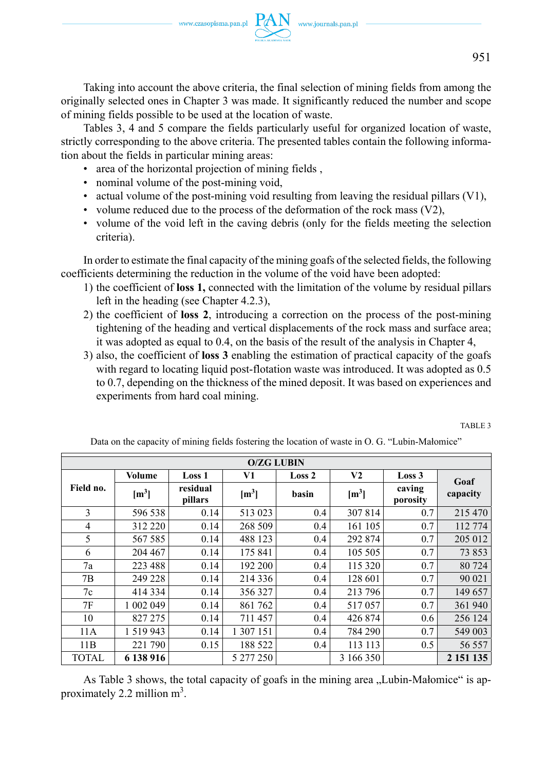Taking into account the above criteria, the final selection of mining fields from among the originally selected ones in Chapter 3 was made. It significantly reduced the number and scope of mining fields possible to be used at the location of waste.

Tables 3, 4 and 5 compare the fields particularly useful for organized location of waste, strictly corresponding to the above criteria. The presented tables contain the following information about the fields in particular mining areas:

- area of the horizontal projection of mining fields ,
- nominal volume of the post-mining void,
- actual volume of the post-mining void resulting from leaving the residual pillars (V1),
- volume reduced due to the process of the deformation of the rock mass (V2),
- volume of the void left in the caving debris (only for the fields meeting the selection criteria).

In order to estimate the final capacity of the mining goafs of the selected fields, the following coefficients determining the reduction in the volume of the void have been adopted:

1) the coefficient of **loss 1,** connected with the limitation of the volume by residual pillars left in the heading (see Chapter 4.2.3),
2) the coefficient of **loss 2**, introducing a correction on the process of the post-mining tightening of the heading and vertical displacements of the rock mass and surface area; it was adopted as equal to 0.4, on the basis of the result of the analysis in Chapter 4,
3) also, the coefficient of **loss 3** enabling the estimation of practical capacity of the goafs with regard to locating liquid post-flotation waste was introduced. It was adopted as 0.5 to 0.7, depending on the thickness of the mined deposit. It was based on experiences and experiments from hard coal mining.

TABLE 3

Data on the capacity of mining fields fostering the location of waste in O. G. "Lubin-Małomice"

| O/ZG LUBIN | | | | | | | |
|---|---|---|---|---|---|---|---|
| Field no. | Volume | Loss 1 | V1 | Loss 2 | V2 | Loss 3 | Goaf capacity |
| | [m$^3$] | residual pillars | [m$^3$] | basin | [m$^3$] | caving porosity | |
| 3 | 596 538 | 0.14 | 513 023 | 0.4 | 307 814 | 0.7 | 215 470 |
| 4 | 312 220 | 0.14 | 268 509 | 0.4 | 161 105 | 0.7 | 112 774 |
| 5 | 567 585 | 0.14 | 488 123 | 0.4 | 292 874 | 0.7 | 205 012 |
| 6 | 204 467 | 0.14 | 175 841 | 0.4 | 105 505 | 0.7 | 73 853 |
| 7a | 223 488 | 0.14 | 192 200 | 0.4 | 115 320 | 0.7 | 80 724 |
| 7B | 249 228 | 0.14 | 214 336 | 0.4 | 128 601 | 0.7 | 90 021 |
| 7c | 414 334 | 0.14 | 356 327 | 0.4 | 213 796 | 0.7 | 149 657 |
| 7F | 1 002 049 | 0.14 | 861 762 | 0.4 | 517 057 | 0.7 | 361 940 |
| 10 | 827 275 | 0.14 | 711 457 | 0.4 | 426 874 | 0.6 | 256 124 |
| 11A | 1 519 943 | 0.14 | 1 307 151 | 0.4 | 784 290 | 0.7 | 549 003 |
| 11B | 221 790 | 0.15 | 188 522 | 0.4 | 113 113 | 0.5 | 56 557 |
| TOTAL | **6 138 916** | | 5 277 250 | | 3 166 350 | | **2 151 135** |

As Table 3 shows, the total capacity of goafs in the mining area „Lubin-Małomice" is approximately 2.2 million m$^3$.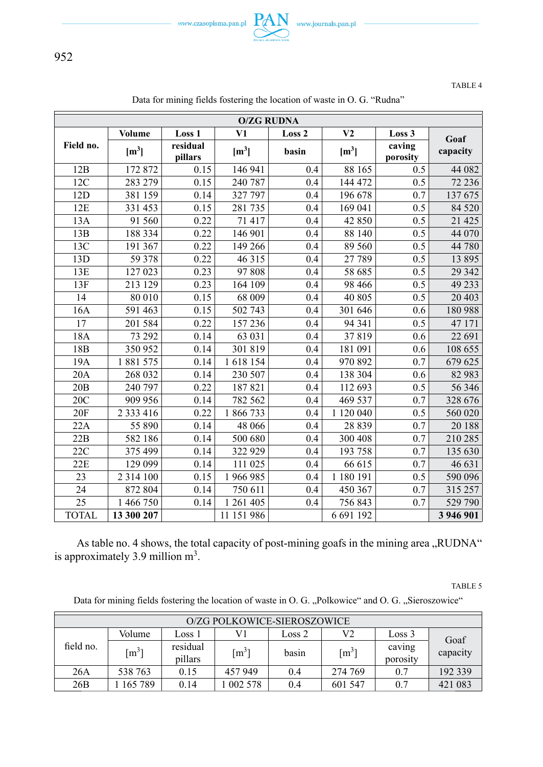TABLE 4

Data for mining fields fostering the location of waste in O. G. "Rudna"

| O/ZG RUDNA | | | | | | | |
|---|---|---|---|---|---|---|---|
| **Field no.** | **Volume** [$m^3$] | **Loss 1** residual pillars | **V1** [$m^3$] | **Loss 2** basin | **V2** [$m^3$] | **Loss 3** caving porosity | **Goaf capacity** |
| 12B | 172 872 | 0.15 | 146 941 | 0.4 | 88 165 | 0.5 | 44 082 |
| 12C | 283 279 | 0.15 | 240 787 | 0.4 | 144 472 | 0.5 | 72 236 |
| 12D | 381 159 | 0.14 | 327 797 | 0.4 | 196 678 | 0.7 | 137 675 |
| 12E | 331 453 | 0.15 | 281 735 | 0.4 | 169 041 | 0.5 | 84 520 |
| 13A | 91 560 | 0.22 | 71 417 | 0.4 | 42 850 | 0.5 | 21 425 |
| 13B | 188 334 | 0.22 | 146 901 | 0.4 | 88 140 | 0.5 | 44 070 |
| 13C | 191 367 | 0.22 | 149 266 | 0.4 | 89 560 | 0.5 | 44 780 |
| 13D | 59 378 | 0.22 | 46 315 | 0.4 | 27 789 | 0.5 | 13 895 |
| 13E | 127 023 | 0.23 | 97 808 | 0.4 | 58 685 | 0.5 | 29 342 |
| 13F | 213 129 | 0.23 | 164 109 | 0.4 | 98 466 | 0.5 | 49 233 |
| 14 | 80 010 | 0.15 | 68 009 | 0.4 | 40 805 | 0.5 | 20 403 |
| 16A | 591 463 | 0.15 | 502 743 | 0.4 | 301 646 | 0.6 | 180 988 |
| 17 | 201 584 | 0.22 | 157 236 | 0.4 | 94 341 | 0.5 | 47 171 |
| 18A | 73 292 | 0.14 | 63 031 | 0.4 | 37 819 | 0.6 | 22 691 |
| 18B | 350 952 | 0.14 | 301 819 | 0.4 | 181 091 | 0.6 | 108 655 |
| 19A | 1 881 575 | 0.14 | 1 618 154 | 0.4 | 970 892 | 0.7 | 679 625 |
| 20A | 268 032 | 0.14 | 230 507 | 0.4 | 138 304 | 0.6 | 82 983 |
| 20B | 240 797 | 0.22 | 187 821 | 0.4 | 112 693 | 0.5 | 56 346 |
| 20C | 909 956 | 0.14 | 782 562 | 0.4 | 469 537 | 0.7 | 328 676 |
| 20F | 2 333 416 | 0.22 | 1 866 733 | 0.4 | 1 120 040 | 0.5 | 560 020 |
| 22A | 55 890 | 0.14 | 48 066 | 0.4 | 28 839 | 0.7 | 20 188 |
| 22B | 582 186 | 0.14 | 500 680 | 0.4 | 300 408 | 0.7 | 210 285 |
| 22C | 375 499 | 0.14 | 322 929 | 0.4 | 193 758 | 0.7 | 135 630 |
| 22E | 129 099 | 0.14 | 111 025 | 0.4 | 66 615 | 0.7 | 46 631 |
| 23 | 2 314 100 | 0.15 | 1 966 985 | 0.4 | 1 180 191 | 0.5 | 590 096 |
| 24 | 872 804 | 0.14 | 750 611 | 0.4 | 450 367 | 0.7 | 315 257 |
| 25 | 1 466 750 | 0.14 | 1 261 405 | 0.4 | 756 843 | 0.7 | 529 790 |
| TOTAL | **13 300 207** | | 11 151 986 | | 6 691 192 | | **3 946 901** |

As table no. 4 shows, the total capacity of post-mining goafs in the mining area „RUDNA" is approximately 3.9 million $m^3$.

TABLE 5

Data for mining fields fostering the location of waste in O. G. „Polkowice" and O. G. „Sieroszowice"

| O/ZG POLKOWICE-SIEROSZOWICE | | | | | | | |
|---|---|---|---|---|---|---|---|
| field no. | Volume [$m^3$] | Loss 1 residual pillars | V1 [$m^3$] | Loss 2 basin | V2 [$m^3$] | Loss 3 caving porosity | Goaf capacity |
| 26A | 538 763 | 0.15 | 457 949 | 0.4 | 274 769 | 0.7 | 192 339 |
| 26B | 1 165 789 | 0.14 | 1 002 578 | 0.4 | 601 547 | 0.7 | 421 083 |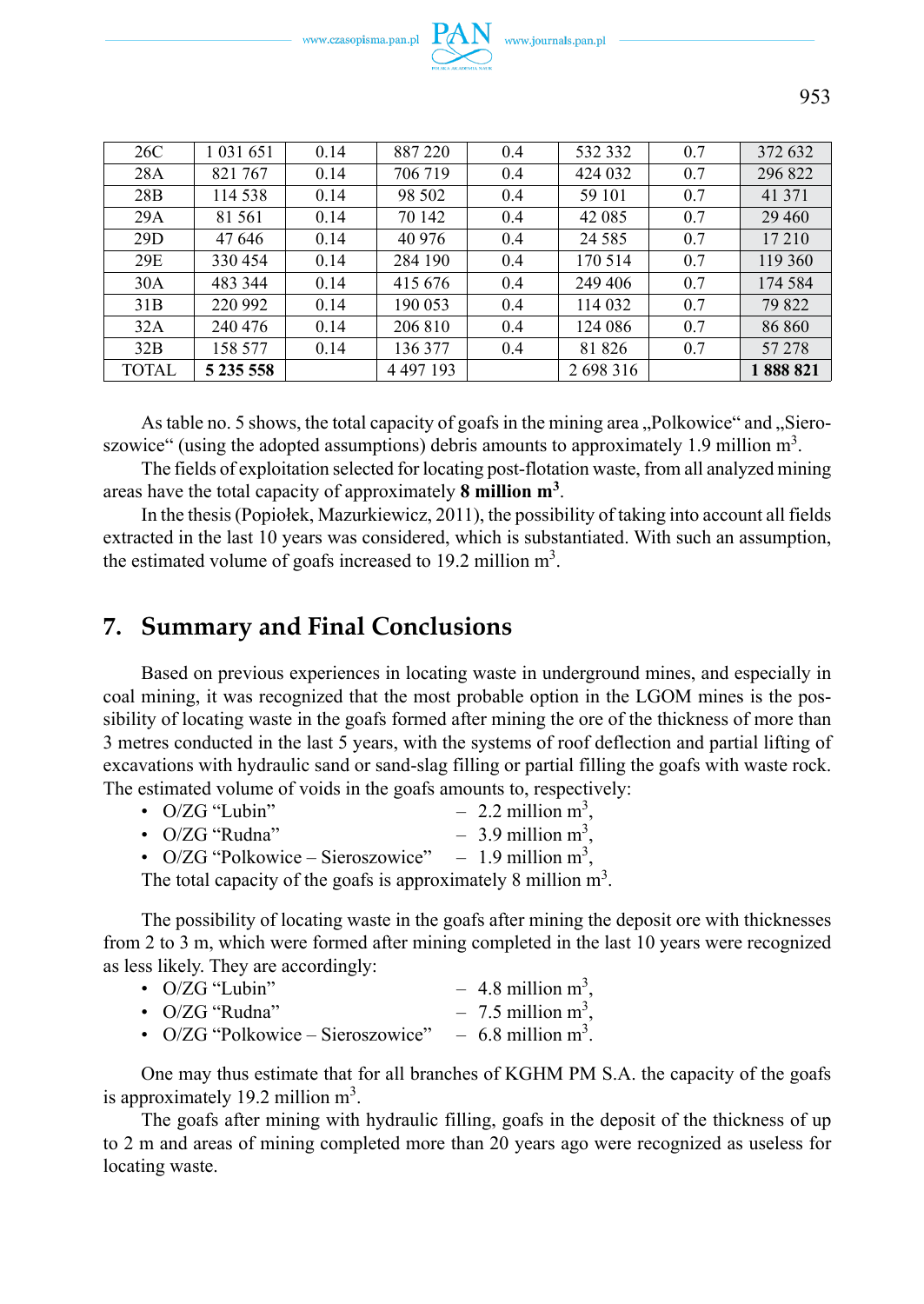| 26C | 1 031 651 | 0.14 | 887 220 | 0.4 | 532 332 | 0.7 | 372 632 |
|---|---|---|---|---|---|---|---|
| 28A | 821 767 | 0.14 | 706 719 | 0.4 | 424 032 | 0.7 | 296 822 |
| 28B | 114 538 | 0.14 | 98 502 | 0.4 | 59 101 | 0.7 | 41 371 |
| 29A | 81 561 | 0.14 | 70 142 | 0.4 | 42 085 | 0.7 | 29 460 |
| 29D | 47 646 | 0.14 | 40 976 | 0.4 | 24 585 | 0.7 | 17 210 |
| 29E | 330 454 | 0.14 | 284 190 | 0.4 | 170 514 | 0.7 | 119 360 |
| 30A | 483 344 | 0.14 | 415 676 | 0.4 | 249 406 | 0.7 | 174 584 |
| 31B | 220 992 | 0.14 | 190 053 | 0.4 | 114 032 | 0.7 | 79 822 |
| 32A | 240 476 | 0.14 | 206 810 | 0.4 | 124 086 | 0.7 | 86 860 |
| 32B | 158 577 | 0.14 | 136 377 | 0.4 | 81 826 | 0.7 | 57 278 |
| TOTAL | **5 235 558** | | 4 497 193 | | 2 698 316 | | **1 888 821** |

As table no. 5 shows, the total capacity of goafs in the mining area „Polkowice" and „Sieroszowice" (using the adopted assumptions) debris amounts to approximately 1.9 million m$^3$.

The fields of exploitation selected for locating post-flotation waste, from all analyzed mining areas have the total capacity of approximately **8 million m$^3$**.

In the thesis (Popiołek, Mazurkiewicz, 2011), the possibility of taking into account all fields extracted in the last 10 years was considered, which is substantiated. With such an assumption, the estimated volume of goafs increased to 19.2 million m$^3$.

## 7. Summary and Final Conclusions

Based on previous experiences in locating waste in underground mines, and especially in coal mining, it was recognized that the most probable option in the LGOM mines is the possibility of locating waste in the goafs formed after mining the ore of the thickness of more than 3 metres conducted in the last 5 years, with the systems of roof deflection and partial lifting of excavations with hydraulic sand or sand-slag filling or partial filling the goafs with waste rock. The estimated volume of voids in the goafs amounts to, respectively:

- O/ZG "Lubin" – 2.2 million m$^3$,
- O/ZG "Rudna" – 3.9 million m$^3$,
- O/ZG "Polkowice – Sieroszowice" – 1.9 million m$^3$,

The total capacity of the goafs is approximately 8 million m$^3$.

The possibility of locating waste in the goafs after mining the deposit ore with thicknesses from 2 to 3 m, which were formed after mining completed in the last 10 years were recognized as less likely. They are accordingly:

- O/ZG "Lubin" – 4.8 million m$^3$,
- O/ZG "Rudna" – 7.5 million m$^3$,
- O/ZG "Polkowice – Sieroszowice" – 6.8 million m$^3$.

One may thus estimate that for all branches of KGHM PM S.A. the capacity of the goafs is approximately 19.2 million m$^3$.

The goafs after mining with hydraulic filling, goafs in the deposit of the thickness of up to 2 m and areas of mining completed more than 20 years ago were recognized as useless for locating waste.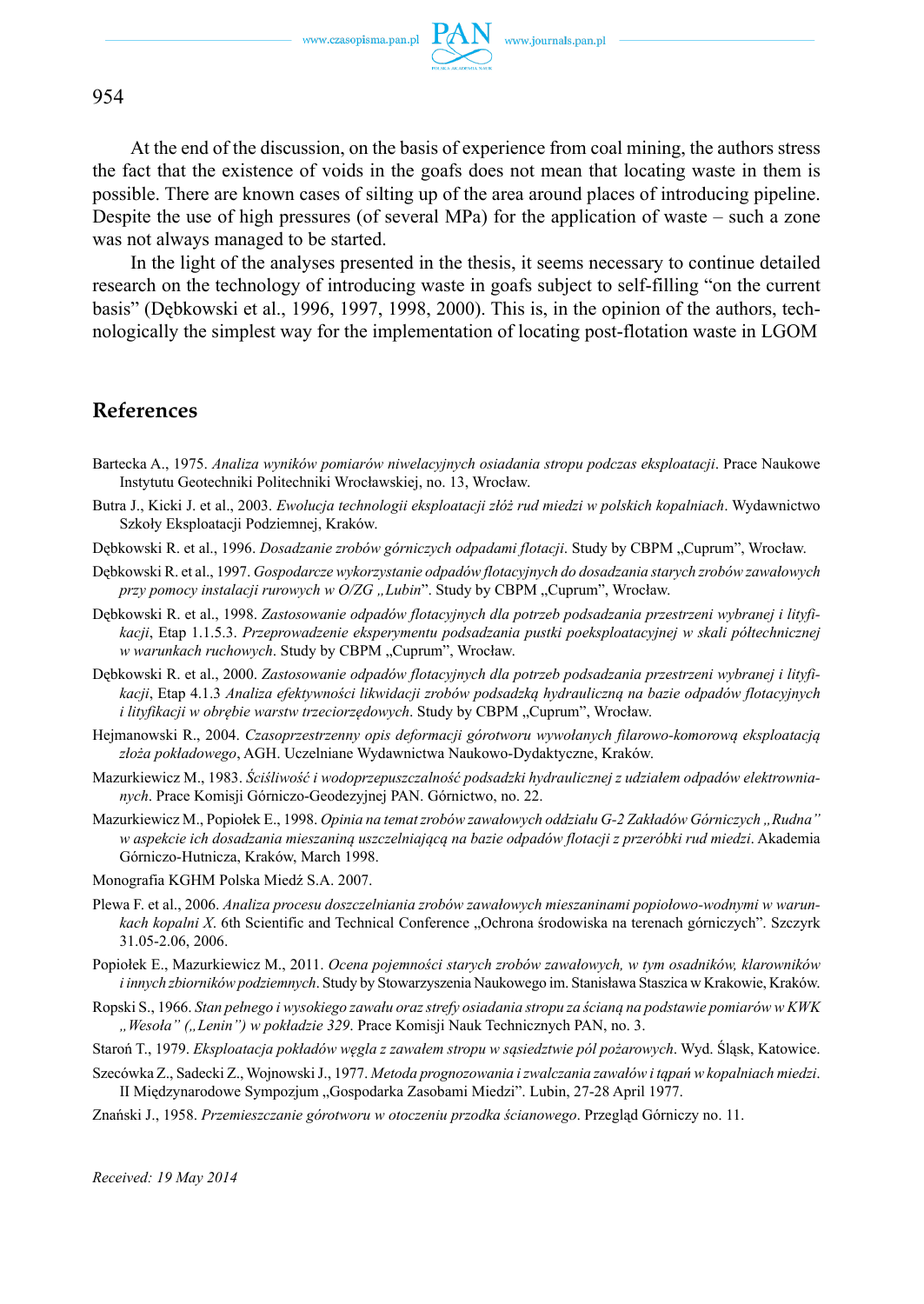At the end of the discussion, on the basis of experience from coal mining, the authors stress the fact that the existence of voids in the goafs does not mean that locating waste in them is possible. There are known cases of silting up of the area around places of introducing pipeline. Despite the use of high pressures (of several MPa) for the application of waste – such a zone was not always managed to be started.

In the light of the analyses presented in the thesis, it seems necessary to continue detailed research on the technology of introducing waste in goafs subject to self-filling "on the current basis" (Dębkowski et al., 1996, 1997, 1998, 2000). This is, in the opinion of the authors, technologically the simplest way for the implementation of locating post-flotation waste in LGOM

## References

Bartecka A., 1975. *Analiza wyników pomiarów niwelacyjnych osiadania stropu podczas eksploatacji*. Prace Naukowe Instytutu Geotechniki Politechniki Wrocławskiej, no. 13, Wrocław.

Butra J., Kicki J. et al., 2003. *Ewolucja technologii eksploatacji złóż rud miedzi w polskich kopalniach*. Wydawnictwo Szkoły Eksploatacji Podziemnej, Kraków.

Dębkowski R. et al., 1996. *Dosadzanie zrobów górniczych odpadami flotacji*. Study by CBPM „Cuprum", Wrocław.

Dębkowski R. et al., 1997. *Gospodarcze wykorzystanie odpadów flotacyjnych do dosadzania starych zrobów zawałowych przy pomocy instalacji rurowych w O/ZG „Lubin*". Study by CBPM „Cuprum", Wrocław.

Dębkowski R. et al., 1998. *Zastosowanie odpadów flotacyjnych dla potrzeb podsadzania przestrzeni wybranej i lityfikacji*, Etap 1.1.5.3. *Przeprowadzenie eksperymentu podsadzania pustki poeksploatacyjnej w skali półtechnicznej w warunkach ruchowych*. Study by CBPM „Cuprum", Wrocław.

Dębkowski R. et al., 2000. *Zastosowanie odpadów flotacyjnych dla potrzeb podsadzania przestrzeni wybranej i lityfikacji*, Etap 4.1.3 *Analiza efektywności likwidacji zrobów podsadzką hydrauliczną na bazie odpadów flotacyjnych i lityfikacji w obrębie warstw trzeciorzędowych*. Study by CBPM „Cuprum", Wrocław.

Hejmanowski R., 2004. *Czasoprzestrzenny opis deformacji górotworu wywołanych filarowo-komorową eksploatacją złoża pokładowego*, AGH. Uczelniane Wydawnictwa Naukowo-Dydaktyczne, Kraków.

Mazurkiewicz M., 1983. *Ściśliwość i wodoprzepuszczalność podsadzki hydraulicznej z udziałem odpadów elektrownianych*. Prace Komisji Górniczo-Geodezyjnej PAN. Górnictwo, no. 22.

Mazurkiewicz M., Popiołek E., 1998. *Opinia na temat zrobów zawałowych oddziału G-2 Zakładów Górniczych „Rudna" w aspekcie ich dosadzania mieszaniną uszczelniającą na bazie odpadów flotacji z przeróbki rud miedzi*. Akademia Górniczo-Hutnicza, Kraków, March 1998.

Monografia KGHM Polska Miedź S.A. 2007.

Plewa F. et al., 2006. *Analiza procesu doszczelniania zrobów zawałowych mieszaninami popiołowo-wodnymi w warunkach kopalni X*. 6th Scientific and Technical Conference „Ochrona środowiska na terenach górniczych". Szczyrk 31.05-2.06, 2006.

Popiołek E., Mazurkiewicz M., 2011. *Ocena pojemności starych zrobów zawałowych, w tym osadników, klarowników i innych zbiorników podziemnych*. Study by Stowarzyszenia Naukowego im. Stanisława Staszica w Krakowie, Kraków.

Ropski S., 1966. *Stan pełnego i wysokiego zawału oraz strefy osiadania stropu za ścianą na podstawie pomiarów w KWK „Wesoła" („Lenin") w pokładzie 329*. Prace Komisji Nauk Technicznych PAN, no. 3.

Staroń T., 1979. *Eksploatacja pokładów węgla z zawałem stropu w sąsiedztwie pól pożarowych*. Wyd. Śląsk, Katowice.

Szecówka Z., Sadecki Z., Wojnowski J., 1977. *Metoda prognozowania i zwalczania zawałów i tąpań w kopalniach miedzi*. II Międzynarodowe Sympozjum „Gospodarka Zasobami Miedzi". Lubin, 27-28 April 1977.

Znański J., 1958. *Przemieszczanie górotworu w otoczeniu przodka ścianowego*. Przegląd Górniczy no. 11.

*Received: 19 May 2014*